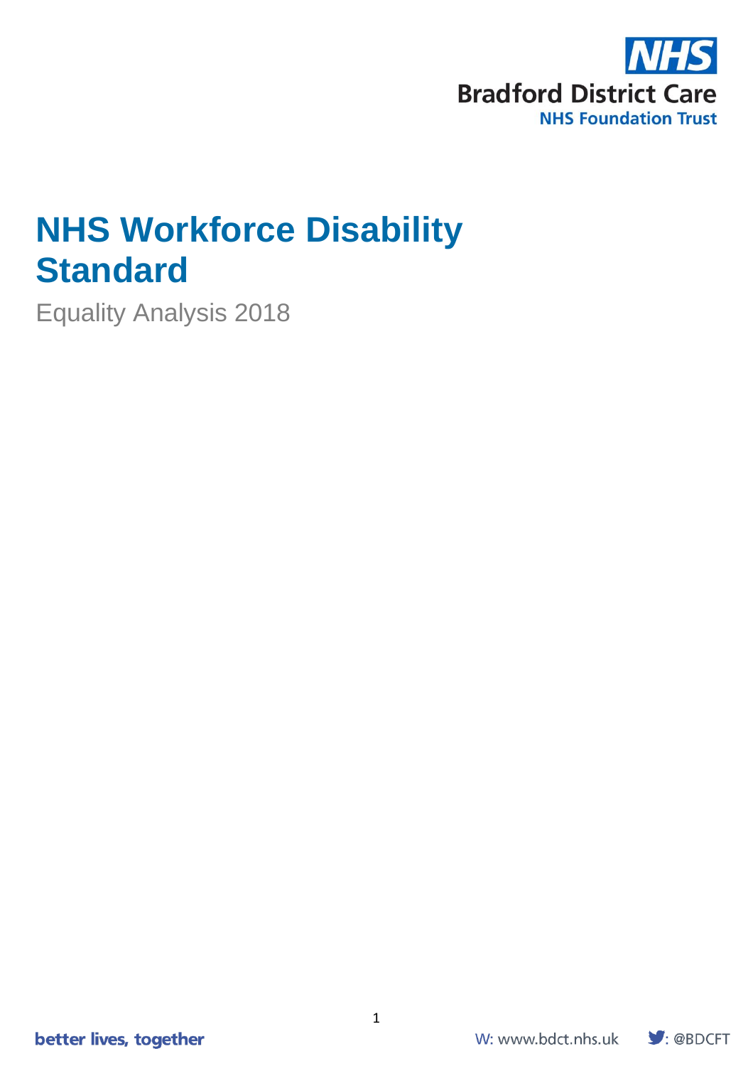NHS
Bradford District Care
NHS Foundation Trust

# NHS Workforce Disability Standard

Equality Analysis 2018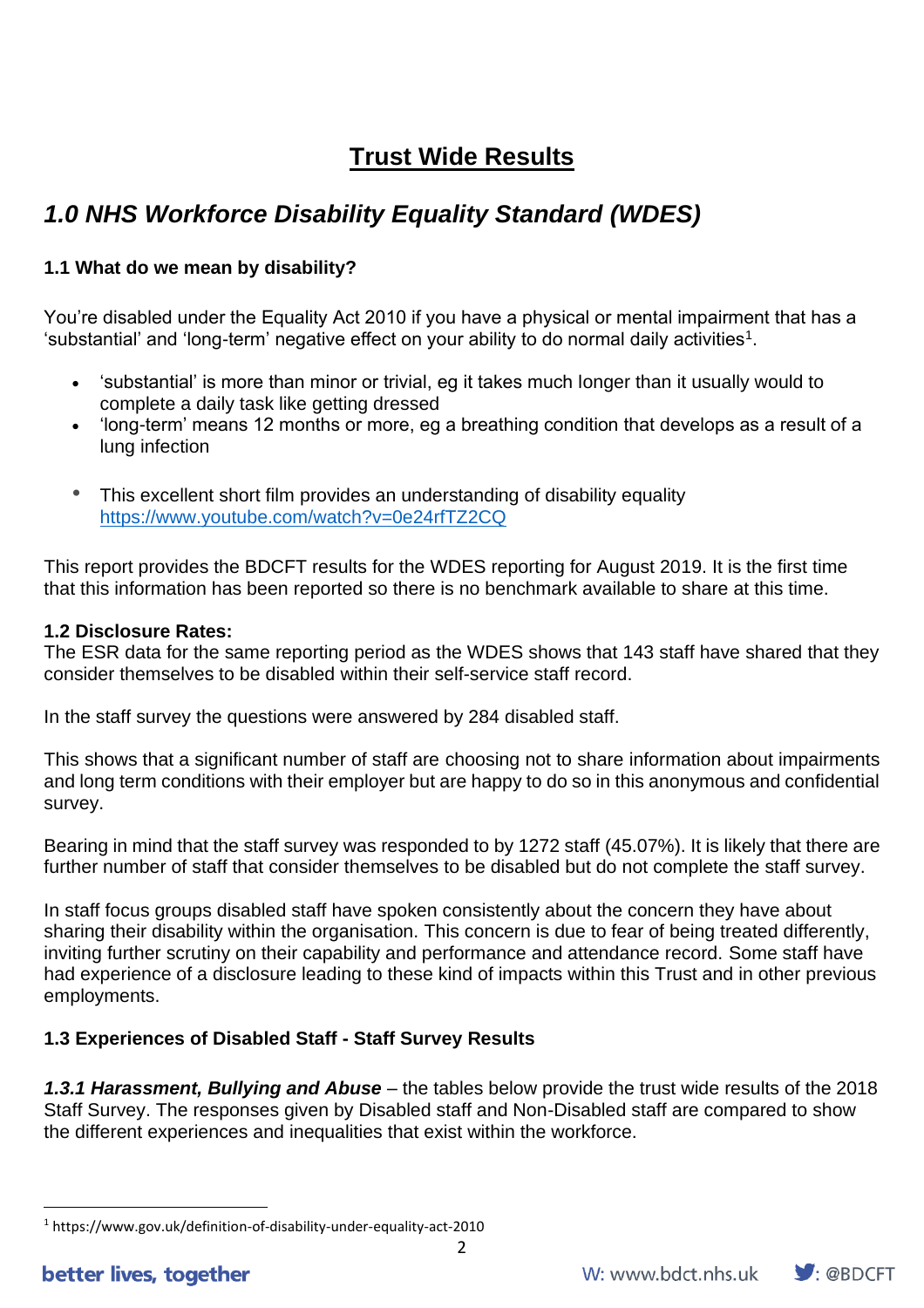# Trust Wide Results

## *1.0 NHS Workforce Disability Equality Standard (WDES)*

### 1.1 What do we mean by disability?

You're disabled under the Equality Act 2010 if you have a physical or mental impairment that has a 'substantial' and 'long-term' negative effect on your ability to do normal daily activities[1].

- 'substantial' is more than minor or trivial, eg it takes much longer than it usually would to complete a daily task like getting dressed
- 'long-term' means 12 months or more, eg a breathing condition that develops as a result of a lung infection

- This excellent short film provides an understanding of disability equality https://www.youtube.com/watch?v=0e24rfTZ2CQ

This report provides the BDCFT results for the WDES reporting for August 2019. It is the first time that this information has been reported so there is no benchmark available to share at this time.

**1.2 Disclosure Rates:**
The ESR data for the same reporting period as the WDES shows that 143 staff have shared that they consider themselves to be disabled within their self-service staff record.

In the staff survey the questions were answered by 284 disabled staff.

This shows that a significant number of staff are choosing not to share information about impairments and long term conditions with their employer but are happy to do so in this anonymous and confidential survey.

Bearing in mind that the staff survey was responded to by 1272 staff (45.07%). It is likely that there are further number of staff that consider themselves to be disabled but do not complete the staff survey.

In staff focus groups disabled staff have spoken consistently about the concern they have about sharing their disability within the organisation. This concern is due to fear of being treated differently, inviting further scrutiny on their capability and performance and attendance record. Some staff have had experience of a disclosure leading to these kind of impacts within this Trust and in other previous employments.

### 1.3 Experiences of Disabled Staff - Staff Survey Results

***1.3.1 Harassment, Bullying and Abuse*** – the tables below provide the trust wide results of the 2018 Staff Survey. The responses given by Disabled staff and Non-Disabled staff are compared to show the different experiences and inequalities that exist within the workforce.

[1] https://www.gov.uk/definition-of-disability-under-equality-act-2010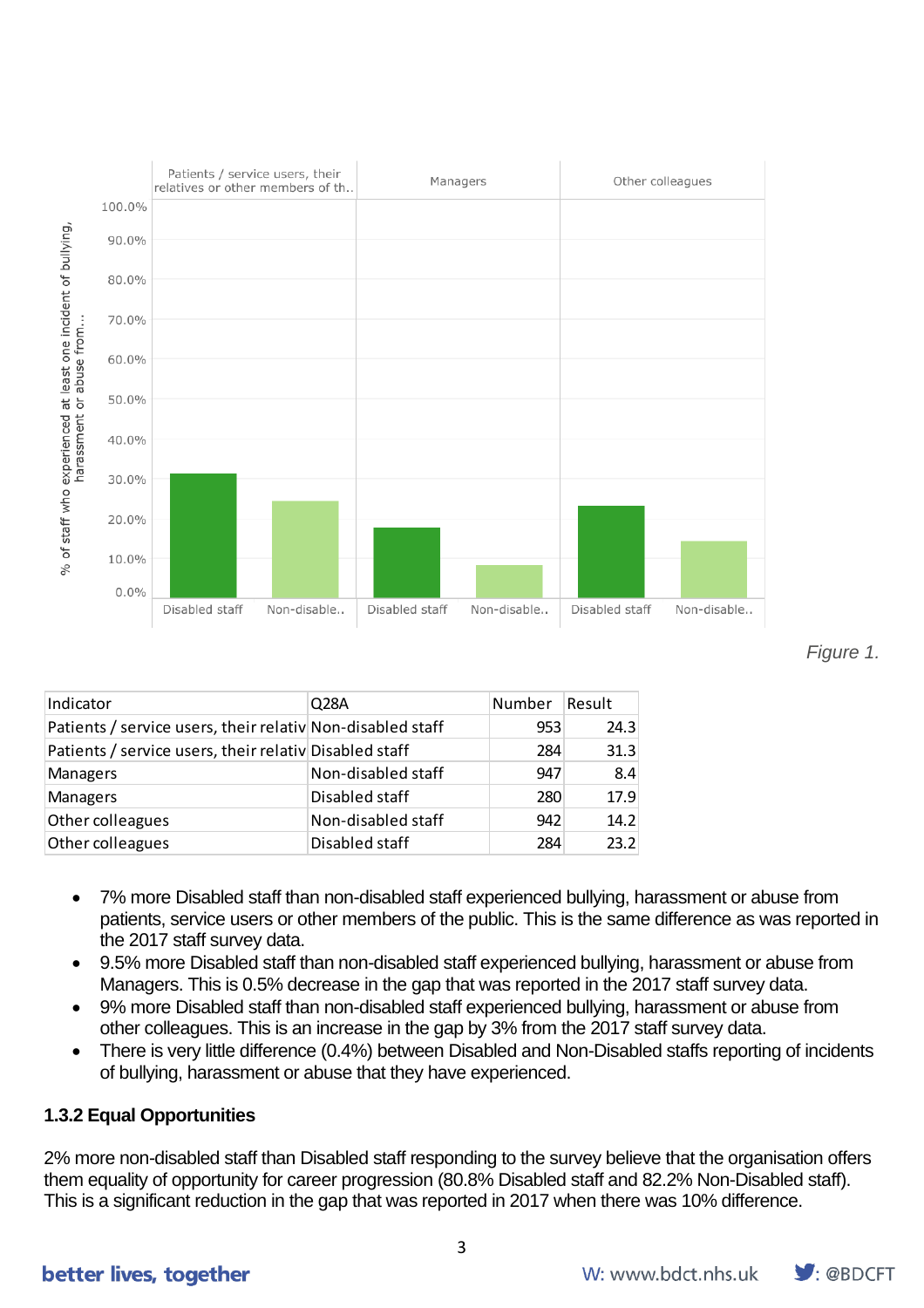*Figure 1.*

| Indicator | Q28A | Number | Result |
|---|---|---|---|
| Patients / service users, their relativ | Non-disabled staff | 953 | 24.3 |
| Patients / service users, their relativ | Disabled staff | 284 | 31.3 |
| Managers | Non-disabled staff | 947 | 8.4 |
| Managers | Disabled staff | 280 | 17.9 |
| Other colleagues | Non-disabled staff | 942 | 14.2 |
| Other colleagues | Disabled staff | 284 | 23.2 |

- 7% more Disabled staff than non-disabled staff experienced bullying, harassment or abuse from patients, service users or other members of the public. This is the same difference as was reported in the 2017 staff survey data.
- 9.5% more Disabled staff than non-disabled staff experienced bullying, harassment or abuse from Managers. This is 0.5% decrease in the gap that was reported in the 2017 staff survey data.
- 9% more Disabled staff than non-disabled staff experienced bullying, harassment or abuse from other colleagues. This is an increase in the gap by 3% from the 2017 staff survey data.
- There is very little difference (0.4%) between Disabled and Non-Disabled staffs reporting of incidents of bullying, harassment or abuse that they have experienced.

### 1.3.2 Equal Opportunities

2% more non-disabled staff than Disabled staff responding to the survey believe that the organisation offers them equality of opportunity for career progression (80.8% Disabled staff and 82.2% Non-Disabled staff). This is a significant reduction in the gap that was reported in 2017 when there was 10% difference.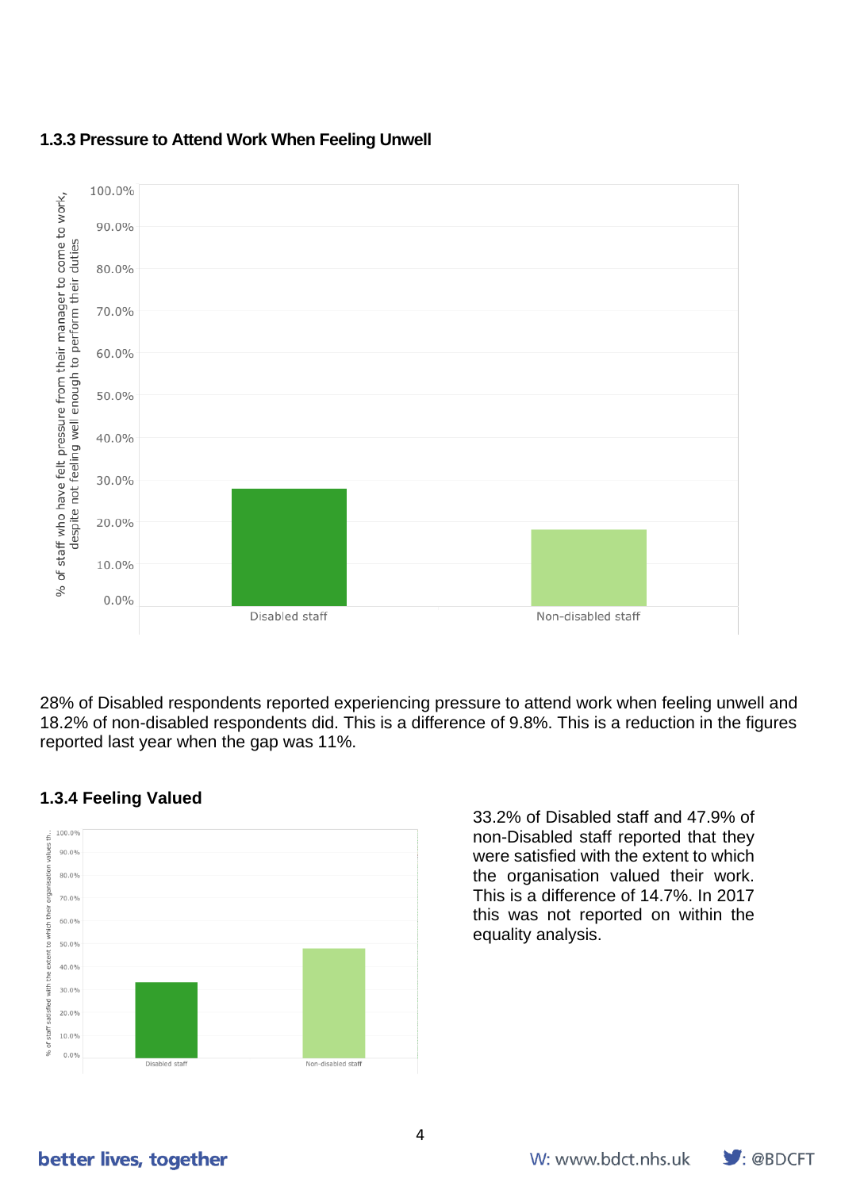### 1.3.3 Pressure to Attend Work When Feeling Unwell

28% of Disabled respondents reported experiencing pressure to attend work when feeling unwell and 18.2% of non-disabled respondents did. This is a difference of 9.8%. This is a reduction in the figures reported last year when the gap was 11%.

### 1.3.4 Feeling Valued

33.2% of Disabled staff and 47.9% of non-Disabled staff reported that they were satisfied with the extent to which the organisation valued their work. This is a difference of 14.7%. In 2017 this was not reported on within the equality analysis.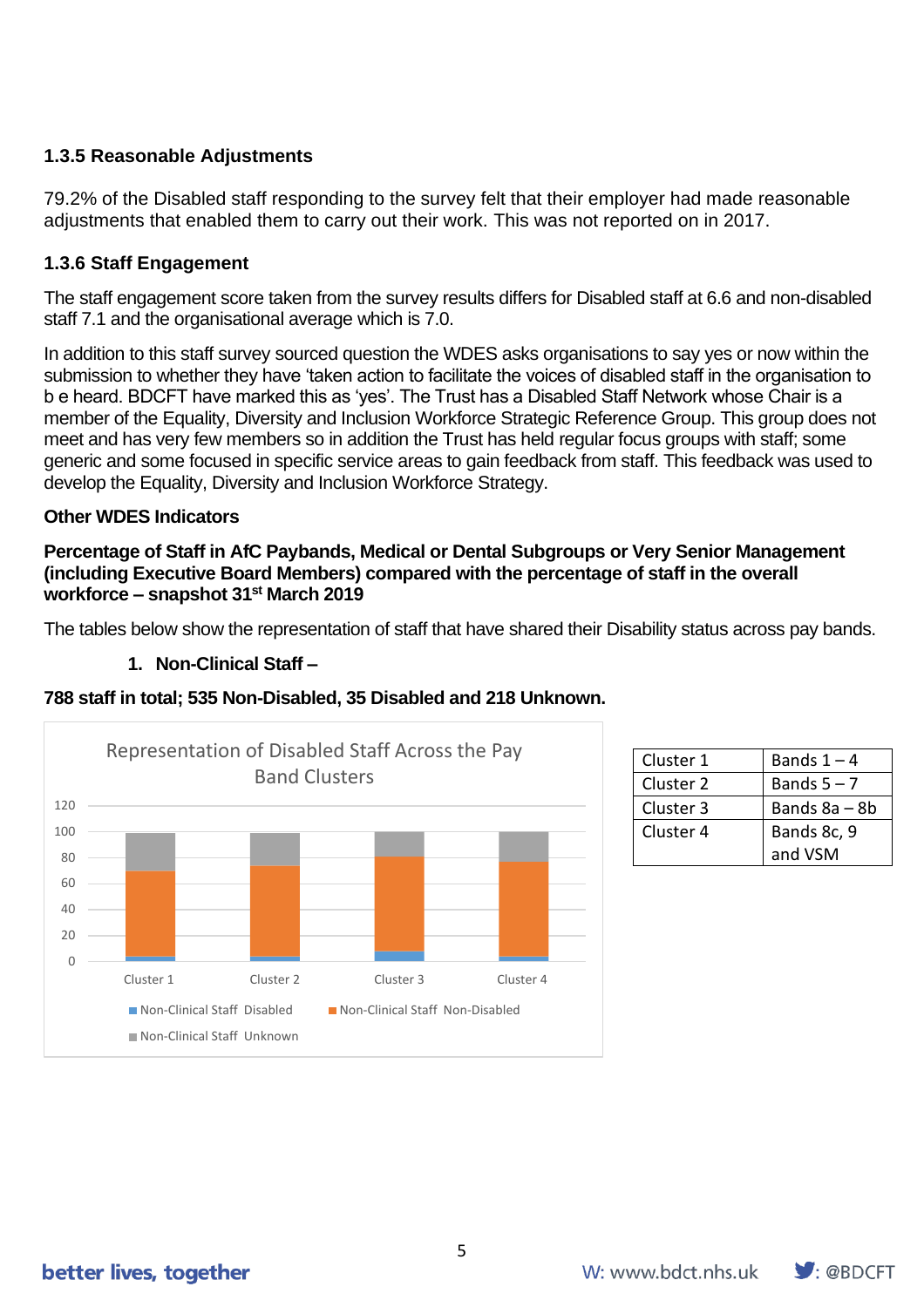### 1.3.5 Reasonable Adjustments

79.2% of the Disabled staff responding to the survey felt that their employer had made reasonable adjustments that enabled them to carry out their work. This was not reported on in 2017.

### 1.3.6 Staff Engagement

The staff engagement score taken from the survey results differs for Disabled staff at 6.6 and non-disabled staff 7.1 and the organisational average which is 7.0.

In addition to this staff survey sourced question the WDES asks organisations to say yes or now within the submission to whether they have 'taken action to facilitate the voices of disabled staff in the organisation to b e heard. BDCFT have marked this as 'yes'. The Trust has a Disabled Staff Network whose Chair is a member of the Equality, Diversity and Inclusion Workforce Strategic Reference Group. This group does not meet and has very few members so in addition the Trust has held regular focus groups with staff; some generic and some focused in specific service areas to gain feedback from staff. This feedback was used to develop the Equality, Diversity and Inclusion Workforce Strategy.

**Other WDES Indicators**

**Percentage of Staff in AfC Paybands, Medical or Dental Subgroups or Very Senior Management (including Executive Board Members) compared with the percentage of staff in the overall workforce – snapshot 31st March 2019**

The tables below show the representation of staff that have shared their Disability status across pay bands.

1. **Non-Clinical Staff –**

**788 staff in total; 535 Non-Disabled, 35 Disabled and 218 Unknown.**

Representation of Disabled Staff Across the Pay Band Clusters

| Cluster 1 | Bands 1 – 4 |
|---|---|
| Cluster 2 | Bands 5 – 7 |
| Cluster 3 | Bands 8a – 8b |
| Cluster 4 | Bands 8c, 9 and VSM |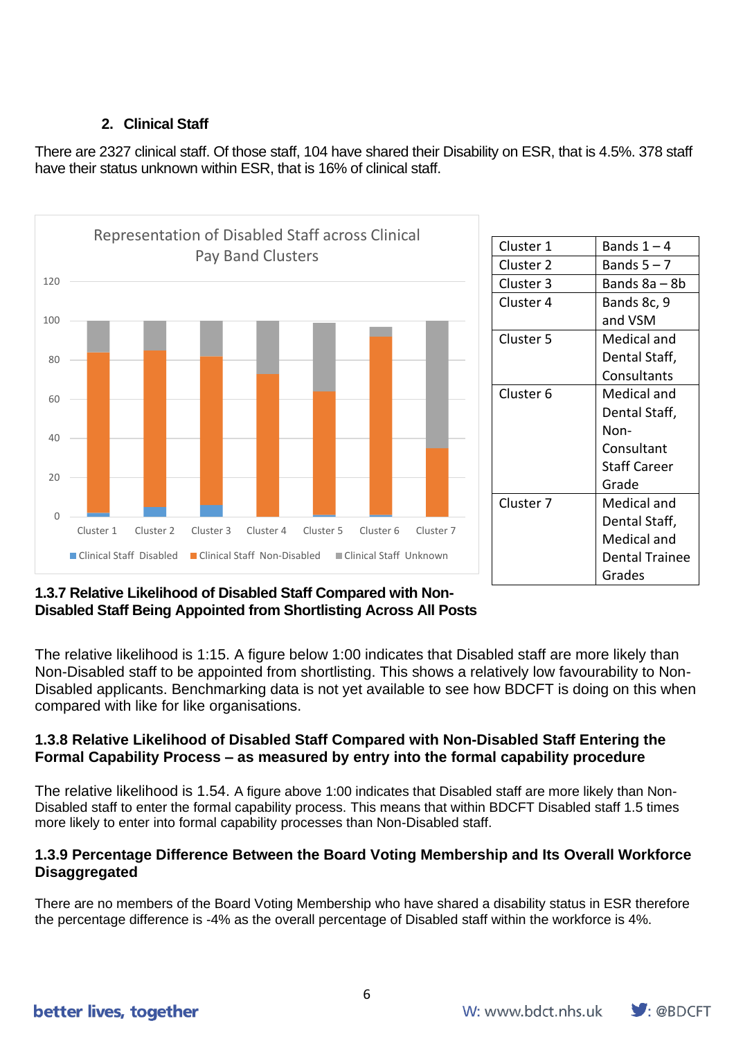### 2. Clinical Staff

There are 2327 clinical staff. Of those staff, 104 have shared their Disability on ESR, that is 4.5%. 378 staff have their status unknown within ESR, that is 16% of clinical staff.

Representation of Disabled Staff across Clinical Pay Band Clusters

120
100
80
60
40
20
0

Cluster 1 Cluster 2 Cluster 3 Cluster 4 Cluster 5 Cluster 6 Cluster 7

Clinical Staff Disabled Clinical Staff Non-Disabled Clinical Staff Unknown

| | |
|---|---|
| Cluster 1 | Bands 1 – 4 |
| Cluster 2 | Bands 5 – 7 |
| Cluster 3 | Bands 8a – 8b |
| Cluster 4 | Bands 8c, 9 and VSM |
| Cluster 5 | Medical and Dental Staff, Consultants |
| Cluster 6 | Medical and Dental Staff, Non-Consultant Staff Career Grade |
| Cluster 7 | Medical and Dental Staff, Medical and Dental Trainee Grades |

**1.3.7 Relative Likelihood of Disabled Staff Compared with Non-Disabled Staff Being Appointed from Shortlisting Across All Posts**

The relative likelihood is 1:15. A figure below 1:00 indicates that Disabled staff are more likely than Non-Disabled staff to be appointed from shortlisting. This shows a relatively low favourability to Non-Disabled applicants. Benchmarking data is not yet available to see how BDCFT is doing on this when compared with like for like organisations.

**1.3.8 Relative Likelihood of Disabled Staff Compared with Non-Disabled Staff Entering the Formal Capability Process – as measured by entry into the formal capability procedure**

The relative likelihood is 1.54. A figure above 1:00 indicates that Disabled staff are more likely than Non-Disabled staff to enter the formal capability process. This means that within BDCFT Disabled staff 1.5 times more likely to enter into formal capability processes than Non-Disabled staff.

**1.3.9 Percentage Difference Between the Board Voting Membership and Its Overall Workforce Disaggregated**

There are no members of the Board Voting Membership who have shared a disability status in ESR therefore the percentage difference is -4% as the overall percentage of Disabled staff within the workforce is 4%.